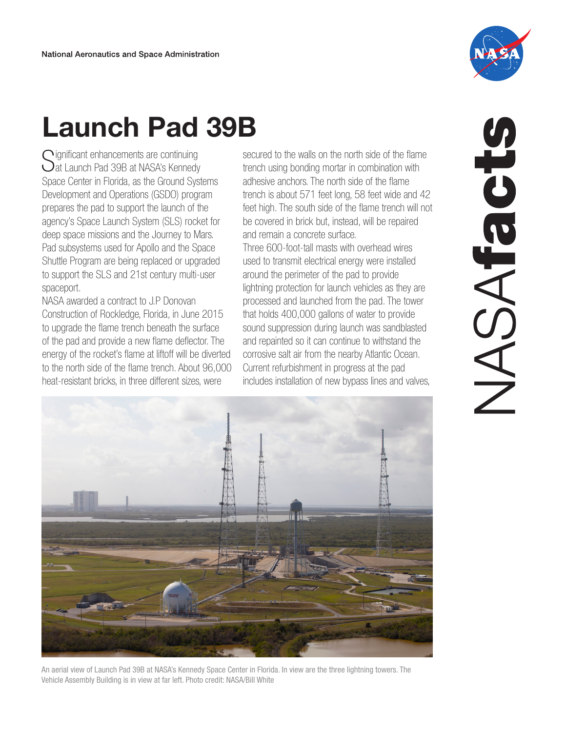National Aeronautics and Space Administration

# Launch Pad 39B

Significant enhancements are continuing at Launch Pad 39B at NASA's Kennedy Space Center in Florida, as the Ground Systems Development and Operations (GSDO) program prepares the pad to support the launch of the agency's Space Launch System (SLS) rocket for deep space missions and the Journey to Mars. Pad subsystems used for Apollo and the Space Shuttle Program are being replaced or upgraded to support the SLS and 21st century multi-user spaceport.

NASA awarded a contract to J.P Donovan Construction of Rockledge, Florida, in June 2015 to upgrade the flame trench beneath the surface of the pad and provide a new flame deflector. The energy of the rocket's flame at liftoff will be diverted to the north side of the flame trench. About 96,000 heat-resistant bricks, in three different sizes, were secured to the walls on the north side of the flame trench using bonding mortar in combination with adhesive anchors. The north side of the flame trench is about 571 feet long, 58 feet wide and 42 feet high. The south side of the flame trench will not be covered in brick but, instead, will be repaired and remain a concrete surface.

Three 600-foot-tall masts with overhead wires used to transmit electrical energy were installed around the perimeter of the pad to provide lightning protection for launch vehicles as they are processed and launched from the pad. The tower that holds 400,000 gallons of water to provide sound suppression during launch was sandblasted and repainted so it can continue to withstand the corrosive salt air from the nearby Atlantic Ocean.

Current refurbishment in progress at the pad includes installation of new bypass lines and valves,

An aerial view of Launch Pad 39B at NASA's Kennedy Space Center in Florida. In view are the three lightning towers. The Vehicle Assembly Building is in view at far left. Photo credit: NASA/Bill White

NASAfacts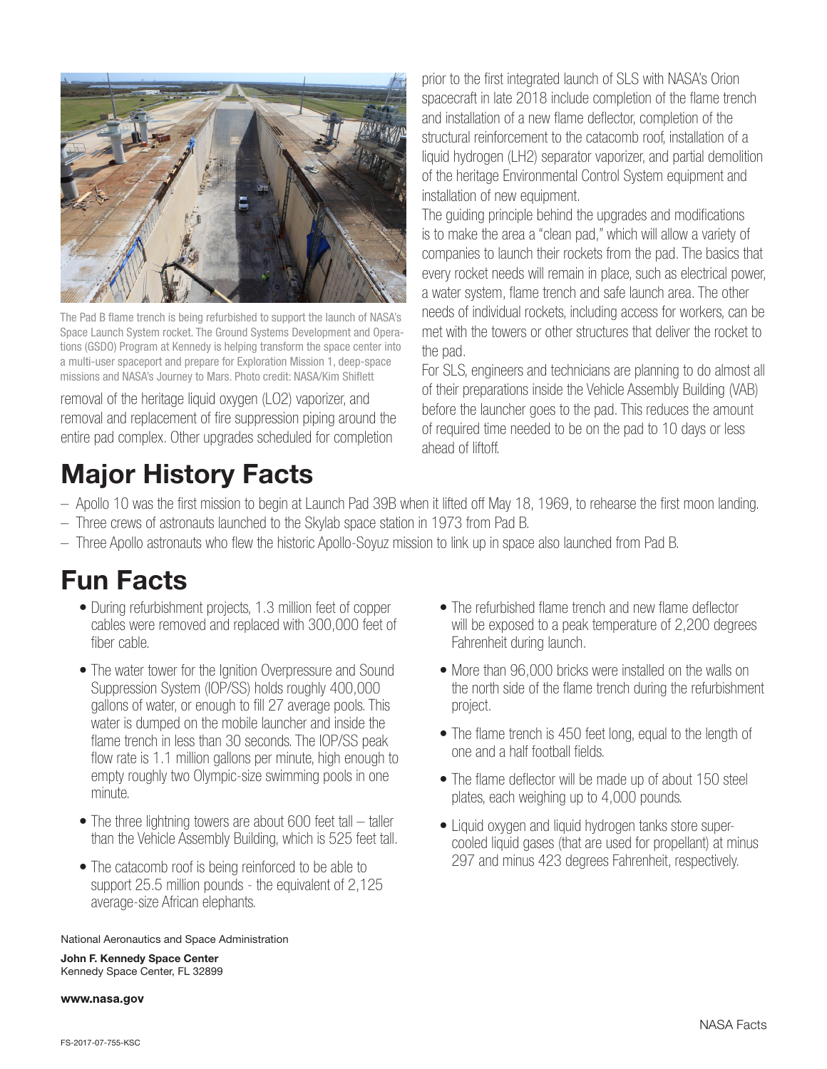The Pad B flame trench is being refurbished to support the launch of NASA's Space Launch System rocket. The Ground Systems Development and Operations (GSDO) Program at Kennedy is helping transform the space center into a multi-user spaceport and prepare for Exploration Mission 1, deep-space missions and NASA's Journey to Mars. Photo credit: NASA/Kim Shiflett

removal of the heritage liquid oxygen (LO2) vaporizer, and removal and replacement of fire suppression piping around the entire pad complex. Other upgrades scheduled for completion prior to the first integrated launch of SLS with NASA's Orion spacecraft in late 2018 include completion of the flame trench and installation of a new flame deflector, completion of the structural reinforcement to the catacomb roof, installation of a liquid hydrogen (LH2) separator vaporizer, and partial demolition of the heritage Environmental Control System equipment and installation of new equipment.

The guiding principle behind the upgrades and modifications is to make the area a "clean pad," which will allow a variety of companies to launch their rockets from the pad. The basics that every rocket needs will remain in place, such as electrical power, a water system, flame trench and safe launch area. The other needs of individual rockets, including access for workers, can be met with the towers or other structures that deliver the rocket to the pad.

For SLS, engineers and technicians are planning to do almost all of their preparations inside the Vehicle Assembly Building (VAB) before the launcher goes to the pad. This reduces the amount of required time needed to be on the pad to 10 days or less ahead of liftoff.

# Major History Facts

- Apollo 10 was the first mission to begin at Launch Pad 39B when it lifted off May 18, 1969, to rehearse the first moon landing.
- Three crews of astronauts launched to the Skylab space station in 1973 from Pad B.
- Three Apollo astronauts who flew the historic Apollo-Soyuz mission to link up in space also launched from Pad B.

# Fun Facts

- During refurbishment projects, 1.3 million feet of copper cables were removed and replaced with 300,000 feet of fiber cable.
- The water tower for the Ignition Overpressure and Sound Suppression System (IOP/SS) holds roughly 400,000 gallons of water, or enough to fill 27 average pools. This water is dumped on the mobile launcher and inside the flame trench in less than 30 seconds. The IOP/SS peak flow rate is 1.1 million gallons per minute, high enough to empty roughly two Olympic-size swimming pools in one minute.
- The three lightning towers are about 600 feet tall – taller than the Vehicle Assembly Building, which is 525 feet tall.
- The catacomb roof is being reinforced to be able to support 25.5 million pounds - the equivalent of 2,125 average-size African elephants.
- The refurbished flame trench and new flame deflector will be exposed to a peak temperature of 2,200 degrees Fahrenheit during launch.
- More than 96,000 bricks were installed on the walls on the north side of the flame trench during the refurbishment project.
- The flame trench is 450 feet long, equal to the length of one and a half football fields.
- The flame deflector will be made up of about 150 steel plates, each weighing up to 4,000 pounds.
- Liquid oxygen and liquid hydrogen tanks store super-cooled liquid gases (that are used for propellant) at minus 297 and minus 423 degrees Fahrenheit, respectively.

National Aeronautics and Space Administration

**John F. Kennedy Space Center**
Kennedy Space Center, FL 32899

**www.nasa.gov**

FS-2017-07-755-KSC